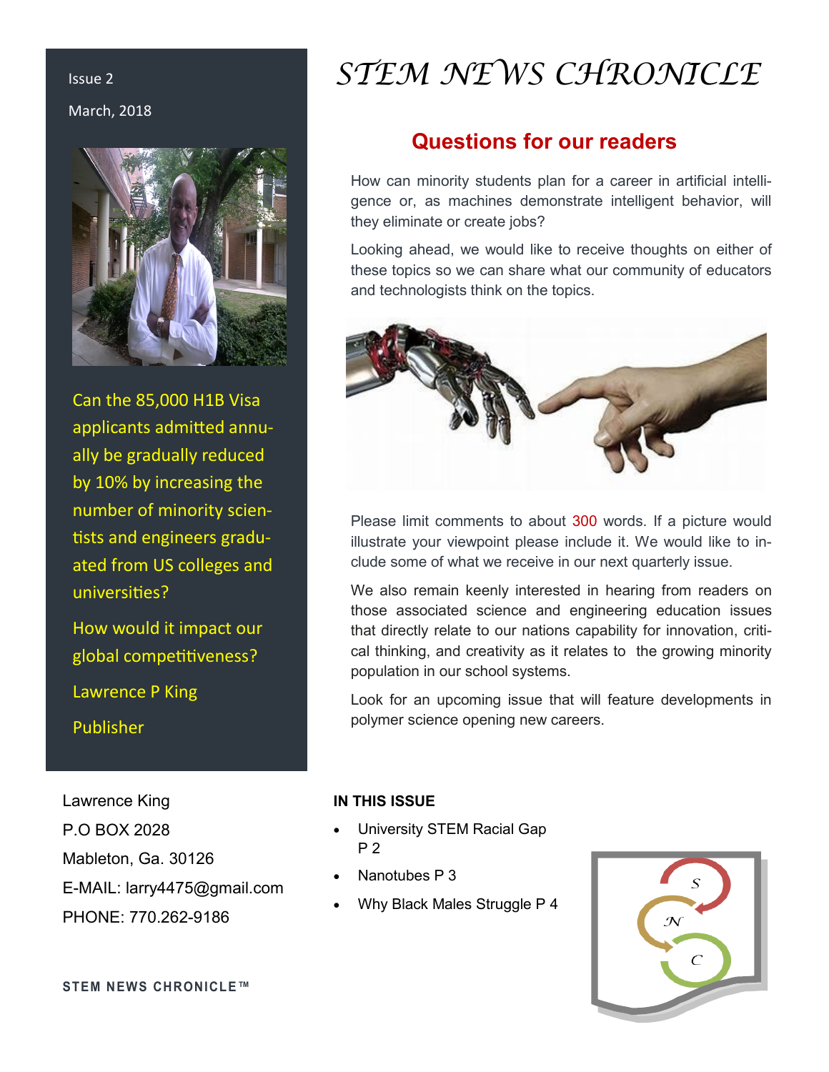Issue 2

March, 2018

# STEM NEWS CHRONICLE

Can the 85,000 H1B Visa applicants admitted annually be gradually reduced by 10% by increasing the number of minority scientists and engineers graduated from US colleges and universities?

How would it impact our global competitiveness?

Lawrence P King

Publisher

## Questions for our readers

How can minority students plan for a career in artificial intelligence or, as machines demonstrate intelligent behavior, will they eliminate or create jobs?

Looking ahead, we would like to receive thoughts on either of these topics so we can share what our community of educators and technologists think on the topics.

Please limit comments to about 300 words. If a picture would illustrate your viewpoint please include it. We would like to include some of what we receive in our next quarterly issue.

We also remain keenly interested in hearing from readers on those associated science and engineering education issues that directly relate to our nations capability for innovation, critical thinking, and creativity as it relates to the growing minority population in our school systems.

Look for an upcoming issue that will feature developments in polymer science opening new careers.

Lawrence King
P.O BOX 2028
Mableton, Ga. 30126
E-MAIL: larry4475@gmail.com
PHONE: 770.262-9186

**IN THIS ISSUE**

- University STEM Racial Gap P 2
- Nanotubes P 3
- Why Black Males Struggle P 4

STEM NEWS CHRONICLE™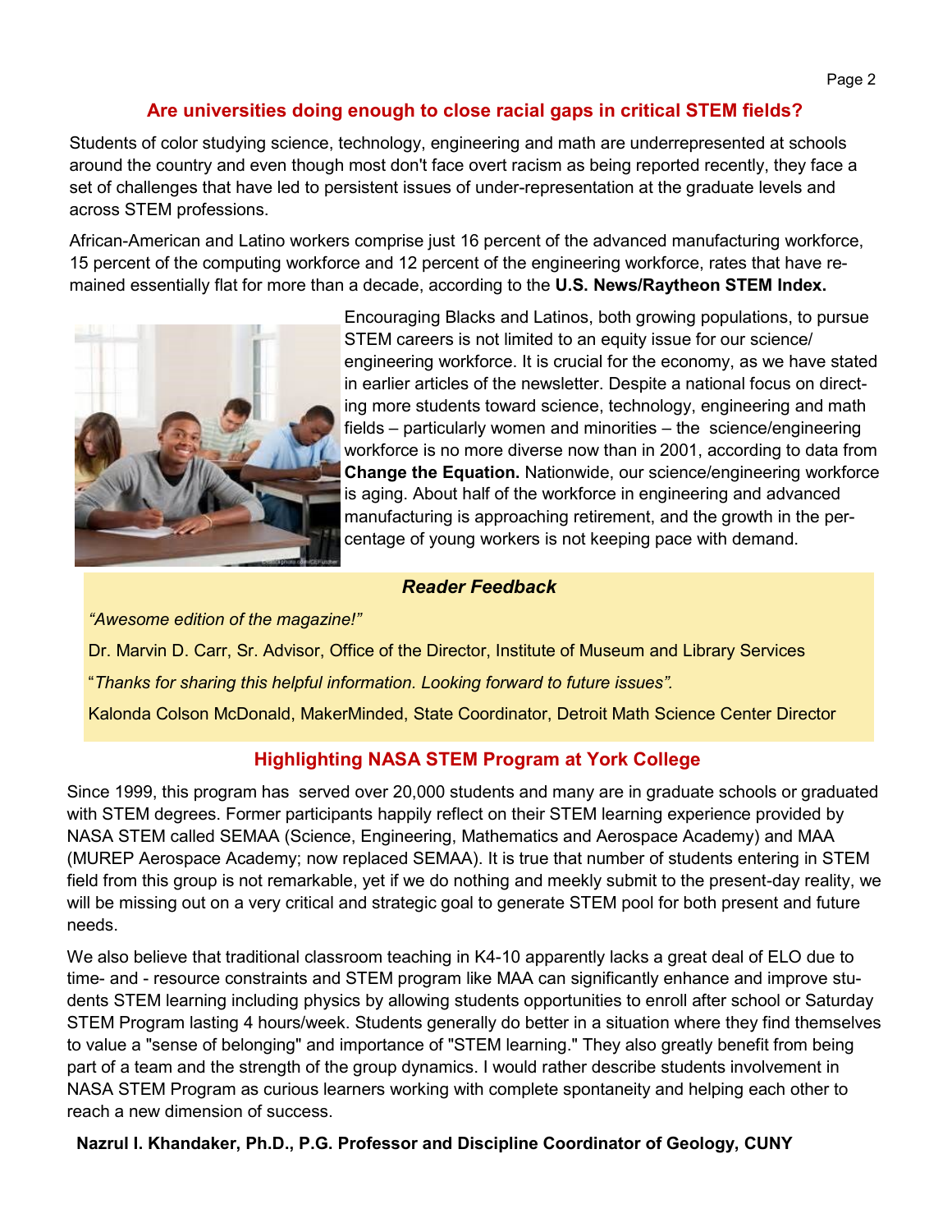## Are universities doing enough to close racial gaps in critical STEM fields?

Students of color studying science, technology, engineering and math are underrepresented at schools around the country and even though most don't face overt racism as being reported recently, they face a set of challenges that have led to persistent issues of under-representation at the graduate levels and across STEM professions.

African-American and Latino workers comprise just 16 percent of the advanced manufacturing workforce, 15 percent of the computing workforce and 12 percent of the engineering workforce, rates that have remained essentially flat for more than a decade, according to the **U.S. News/Raytheon STEM Index.**

Encouraging Blacks and Latinos, both growing populations, to pursue STEM careers is not limited to an equity issue for our science/engineering workforce. It is crucial for the economy, as we have stated in earlier articles of the newsletter. Despite a national focus on directing more students toward science, technology, engineering and math fields – particularly women and minorities – the science/engineering workforce is no more diverse now than in 2001, according to data from **Change the Equation.** Nationwide, our science/engineering workforce is aging. About half of the workforce in engineering and advanced manufacturing is approaching retirement, and the growth in the percentage of young workers is not keeping pace with demand.

### *Reader Feedback*

*"Awesome edition of the magazine!"*

Dr. Marvin D. Carr, Sr. Advisor, Office of the Director, Institute of Museum and Library Services

"*Thanks for sharing this helpful information. Looking forward to future issues".*

Kalonda Colson McDonald, MakerMinded, State Coordinator, Detroit Math Science Center Director

## Highlighting NASA STEM Program at York College

Since 1999, this program has served over 20,000 students and many are in graduate schools or graduated with STEM degrees. Former participants happily reflect on their STEM learning experience provided by NASA STEM called SEMAA (Science, Engineering, Mathematics and Aerospace Academy) and MAA (MUREP Aerospace Academy; now replaced SEMAA). It is true that number of students entering in STEM field from this group is not remarkable, yet if we do nothing and meekly submit to the present-day reality, we will be missing out on a very critical and strategic goal to generate STEM pool for both present and future needs.

We also believe that traditional classroom teaching in K4-10 apparently lacks a great deal of ELO due to time- and - resource constraints and STEM program like MAA can significantly enhance and improve students STEM learning including physics by allowing students opportunities to enroll after school or Saturday STEM Program lasting 4 hours/week. Students generally do better in a situation where they find themselves to value a "sense of belonging" and importance of "STEM learning." They also greatly benefit from being part of a team and the strength of the group dynamics. I would rather describe students involvement in NASA STEM Program as curious learners working with complete spontaneity and helping each other to reach a new dimension of success.

**Nazrul I. Khandaker, Ph.D., P.G. Professor and Discipline Coordinator of Geology, CUNY**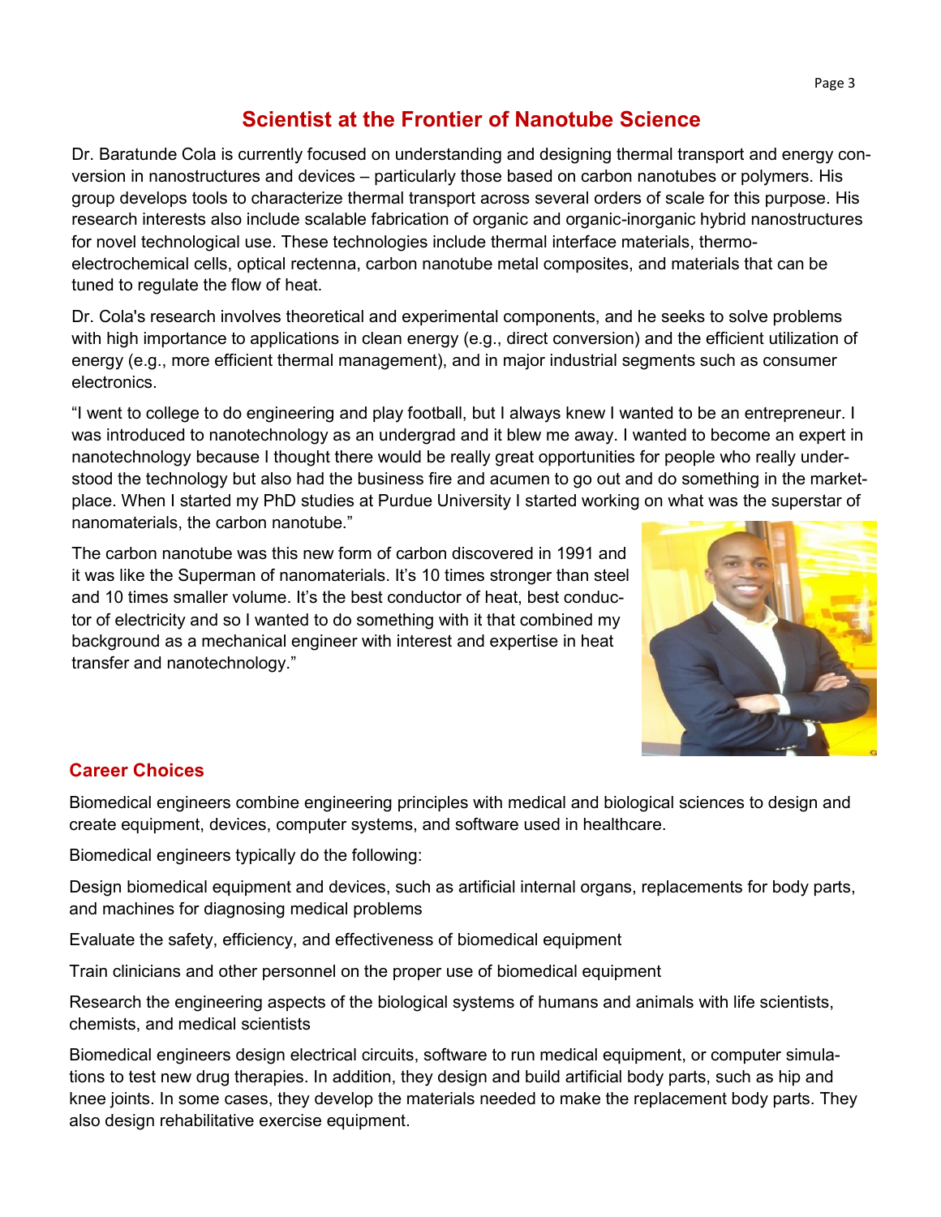## Scientist at the Frontier of Nanotube Science

Dr. Baratunde Cola is currently focused on understanding and designing thermal transport and energy conversion in nanostructures and devices – particularly those based on carbon nanotubes or polymers. His group develops tools to characterize thermal transport across several orders of scale for this purpose. His research interests also include scalable fabrication of organic and organic-inorganic hybrid nanostructures for novel technological use. These technologies include thermal interface materials, thermo-electrochemical cells, optical rectenna, carbon nanotube metal composites, and materials that can be tuned to regulate the flow of heat.

Dr. Cola's research involves theoretical and experimental components, and he seeks to solve problems with high importance to applications in clean energy (e.g., direct conversion) and the efficient utilization of energy (e.g., more efficient thermal management), and in major industrial segments such as consumer electronics.

"I went to college to do engineering and play football, but I always knew I wanted to be an entrepreneur. I was introduced to nanotechnology as an undergrad and it blew me away. I wanted to become an expert in nanotechnology because I thought there would be really great opportunities for people who really understood the technology but also had the business fire and acumen to go out and do something in the marketplace. When I started my PhD studies at Purdue University I started working on what was the superstar of nanomaterials, the carbon nanotube."

The carbon nanotube was this new form of carbon discovered in 1991 and it was like the Superman of nanomaterials. It's 10 times stronger than steel and 10 times smaller volume. It's the best conductor of heat, best conductor of electricity and so I wanted to do something with it that combined my background as a mechanical engineer with interest and expertise in heat transfer and nanotechnology."

### Career Choices

Biomedical engineers combine engineering principles with medical and biological sciences to design and create equipment, devices, computer systems, and software used in healthcare.

Biomedical engineers typically do the following:

Design biomedical equipment and devices, such as artificial internal organs, replacements for body parts, and machines for diagnosing medical problems

Evaluate the safety, efficiency, and effectiveness of biomedical equipment

Train clinicians and other personnel on the proper use of biomedical equipment

Research the engineering aspects of the biological systems of humans and animals with life scientists, chemists, and medical scientists

Biomedical engineers design electrical circuits, software to run medical equipment, or computer simulations to test new drug therapies. In addition, they design and build artificial body parts, such as hip and knee joints. In some cases, they develop the materials needed to make the replacement body parts. They also design rehabilitative exercise equipment.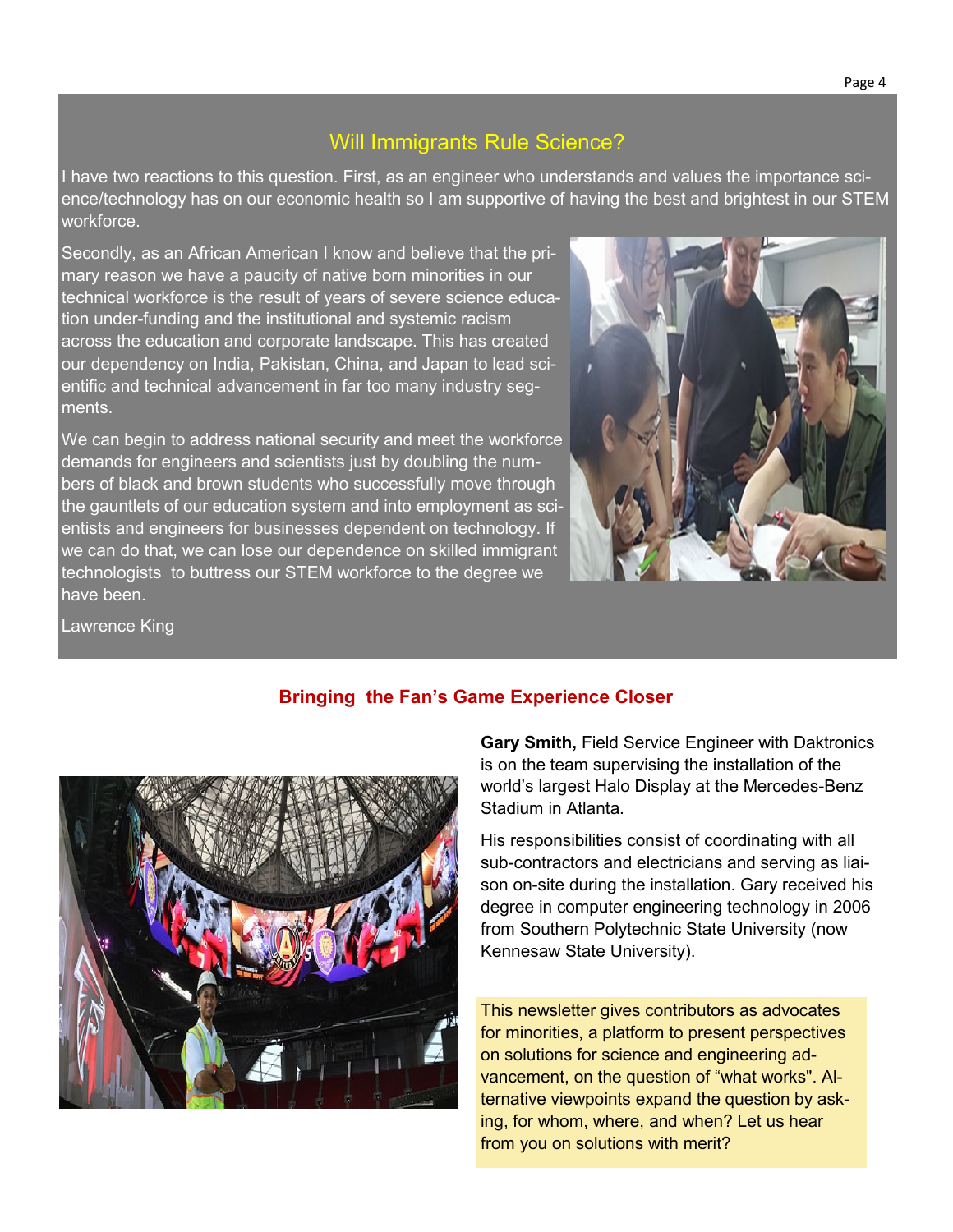## Will Immigrants Rule Science?

I have two reactions to this question. First, as an engineer who understands and values the importance science/technology has on our economic health so I am supportive of having the best and brightest in our STEM workforce.

Secondly, as an African American I know and believe that the primary reason we have a paucity of native born minorities in our technical workforce is the result of years of severe science education under-funding and the institutional and systemic racism across the education and corporate landscape. This has created our dependency on India, Pakistan, China, and Japan to lead scientific and technical advancement in far too many industry segments.

We can begin to address national security and meet the workforce demands for engineers and scientists just by doubling the numbers of black and brown students who successfully move through the gauntlets of our education system and into employment as scientists and engineers for businesses dependent on technology. If we can do that, we can lose our dependence on skilled immigrant technologists to buttress our STEM workforce to the degree we have been.

Lawrence King

## Bringing the Fan's Game Experience Closer

**Gary Smith,** Field Service Engineer with Daktronics is on the team supervising the installation of the world's largest Halo Display at the Mercedes-Benz Stadium in Atlanta.

His responsibilities consist of coordinating with all sub-contractors and electricians and serving as liaison on-site during the installation. Gary received his degree in computer engineering technology in 2006 from Southern Polytechnic State University (now Kennesaw State University).

This newsletter gives contributors as advocates for minorities, a platform to present perspectives on solutions for science and engineering advancement, on the question of "what works". Alternative viewpoints expand the question by asking, for whom, where, and when? Let us hear from you on solutions with merit?